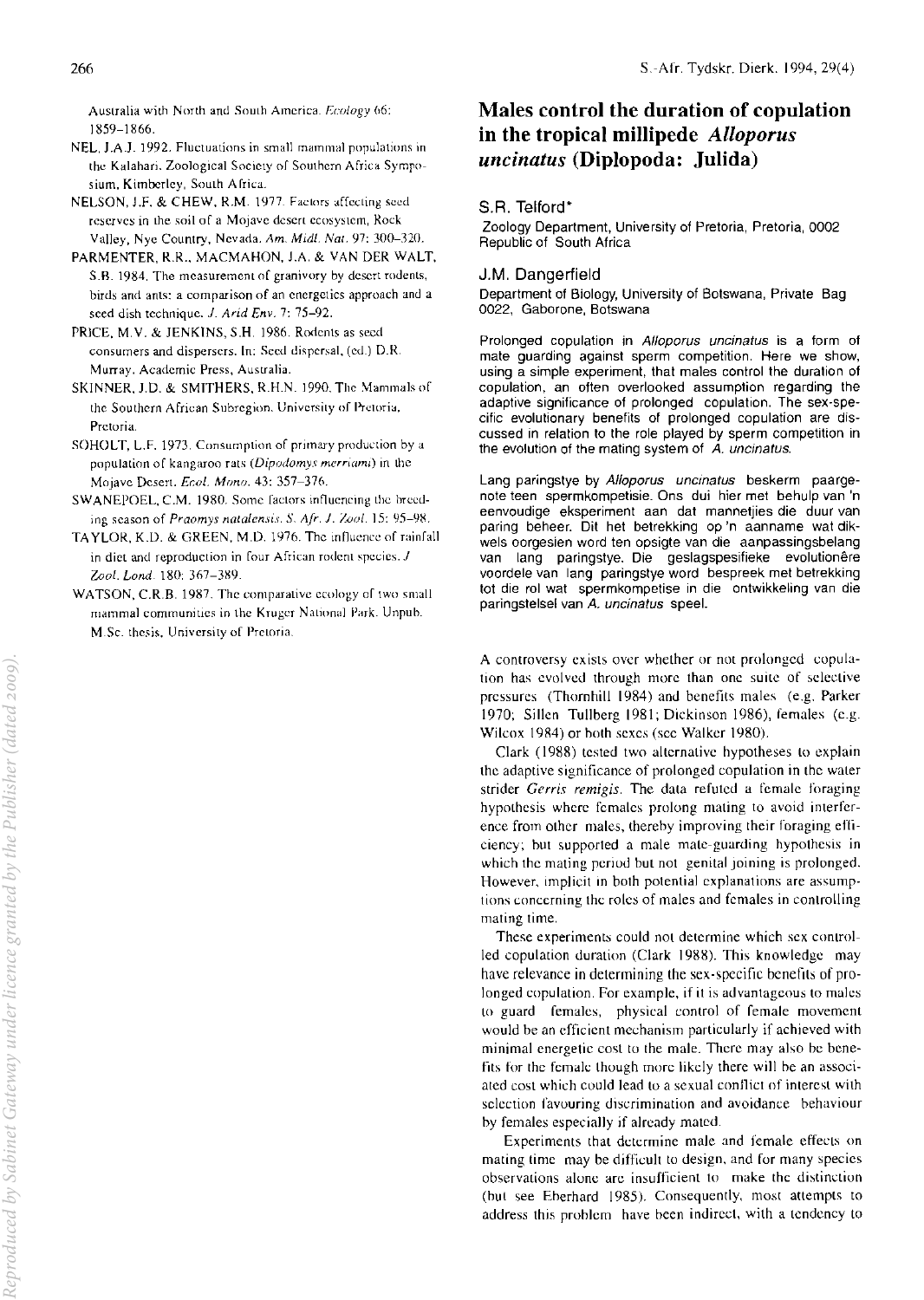Australia with North and South America. *Ecology* 66: 1859–1866.

NEL, J.A.J. 1992. Fluctuations in small mammal populations in the Kalahari. Zoological Society of Southern Africa Symposium, Kimberley, South Africa.

NELSON, J.F. & CHEW, R.M. 1977. Factors affecting seed reserves in the soil of a Mojave desert ecosystem, Rock Valley, Nye Country, Nevada. *Am. Midl. Nat.* 97: 300–320.

PARMENTER, R.R., MACMAHON, J.A. & VAN DER WALT, S.B. 1984. The measurement of granivory by desert rodents, birds and ants: a comparison of an energetics approach and a seed dish technique. *J. Arid Env.* 7: 75–92.

PRICE, M.V. & JENKINS, S.H. 1986. Rodents as seed consumers and dispersers. In: Seed dispersal, (ed.) D.R. Murray. Academic Press, Australia.

SKINNER, J.D. & SMITHERS, R.H.N. 1990. The Mammals of the Southern African Subregion. University of Pretoria, Pretoria.

SOHOLT, L.F. 1973. Consumption of primary production by a population of kangaroo rats (*Dipodomys merriami*) in the Mojave Desert. *Ecol. Mono.* 43: 357–376.

SWANEPOEL, C.M. 1980. Some factors influencing the breeding season of *Praomys natalensis*. *S. Afr. J. Zool.* 15: 95–98.

TAYLOR, K.D. & GREEN, M.D. 1976. The influence of rainfall in diet and reproduction in four African rodent species. *J. Zool. Lond.* 180: 367–389.

WATSON, C.R.B. 1987. The comparative ecology of two small mammal communities in the Kruger National Park. Unpub. M.Sc. thesis, University of Pretoria.

# Males control the duration of copulation in the tropical millipede *Alloporus uncinatus* (Diplopoda: Julida)

**S.R. Telford\***

Zoology Department, University of Pretoria, Pretoria, 0002 Republic of South Africa

**J.M. Dangerfield**

Department of Biology, University of Botswana, Private Bag 0022, Gaborone, Botswana

Prolonged copulation in *Alloporus uncinatus* is a form of mate guarding against sperm competition. Here we show, using a simple experiment, that males control the duration of copulation, an often overlooked assumption regarding the adaptive significance of prolonged copulation. The sex-specific evolutionary benefits of prolonged copulation are discussed in relation to the role played by sperm competition in the evolution of the mating system of *A. uncinatus*.

Lang paringstye by *Alloporus uncinatus* beskerm paargenote teen spermkompetisie. Ons dui hier met behulp van 'n eenvoudige eksperiment aan dat mannetjies die duur van paring beheer. Dit het betrekking op 'n aanname wat dikwels oorgesien word ten opsigte van die aanpassingsbelang van lang paringstye. Die geslagspesifieke evolutionêre voordele van lang paringstye word bespreek met betrekking tot die rol wat spermkompetisie in die ontwikkeling van die paringstelsel van *A. uncinatus* speel.

A controversy exists over whether or not prolonged copulation has evolved through more than one suite of selective pressures (Thornhill 1984) and benefits males (e.g. Parker 1970; Sillen Tullberg 1981; Dickinson 1986), females (e.g. Wilcox 1984) or both sexes (see Walker 1980).

Clark (1988) tested two alternative hypotheses to explain the adaptive significance of prolonged copulation in the water strider *Gerris remigis*. The data refuted a female foraging hypothesis where females prolong mating to avoid interference from other males, thereby improving their foraging efficiency; but supported a male mate-guarding hypothesis in which the mating period but not genital joining is prolonged. However, implicit in both potential explanations are assumptions concerning the roles of males and females in controlling mating time.

These experiments could not determine which sex controlled copulation duration (Clark 1988). This knowledge may have relevance in determining the sex-specific benefits of prolonged copulation. For example, if it is advantageous to males to guard females, physical control of female movement would be an efficient mechanism particularly if achieved with minimal energetic cost to the male. There may also be benefits for the female though more likely there will be an associated cost which could lead to a sexual conflict of interest with selection favouring discrimination and avoidance behaviour by females especially if already mated.

Experiments that determine male and female effects on mating time may be difficult to design, and for many species observations alone are insufficient to make the distinction (but see Eberhard 1985). Consequently, most attempts to address this problem have been indirect, with a tendency to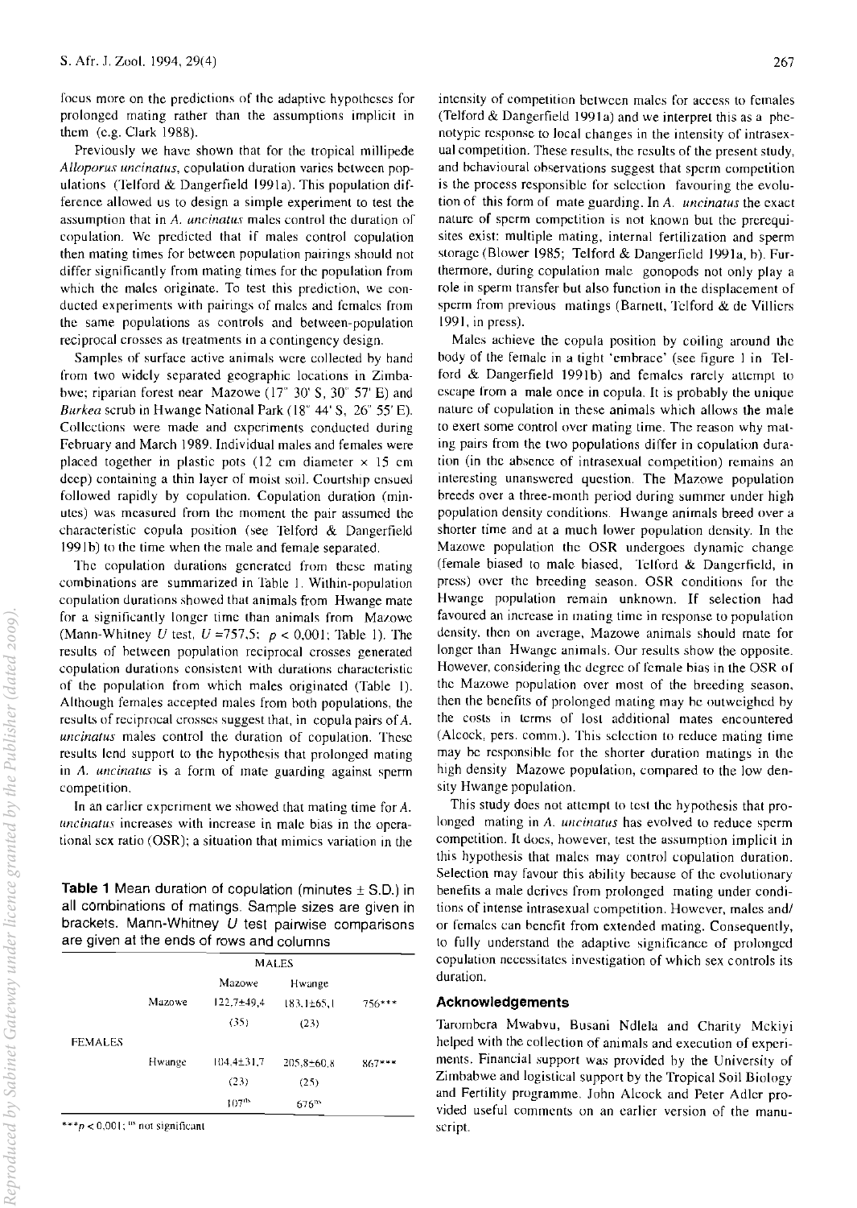focus more on the predictions of the adaptive hypotheses for prolonged mating rather than the assumptions implicit in them (e.g. Clark 1988).

Previously we have shown that for the tropical millipede *Alloporus uncinatus*, copulation duration varies between populations (Telford & Dangerfield 1991a). This population difference allowed us to design a simple experiment to test the assumption that in *A. uncinatus* males control the duration of copulation. We predicted that if males control copulation then mating times for between population pairings should not differ significantly from mating times for the population from which the males originate. To test this prediction, we conducted experiments with pairings of males and females from the same populations as controls and between-population reciprocal crosses as treatments in a contingency design.

Samples of surface active animals were collected by hand from two widely separated geographic locations in Zimbabwe; riparian forest near Mazowe (17° 30' S, 30° 57' E) and *Burkea* scrub in Hwange National Park (18° 44' S, 26° 55' E). Collections were made and experiments conducted during February and March 1989. Individual males and females were placed together in plastic pots (12 cm diameter × 15 cm deep) containing a thin layer of moist soil. Courtship ensued followed rapidly by copulation. Copulation duration (minutes) was measured from the moment the pair assumed the characteristic copula position (see Telford & Dangerfield 1991b) to the time when the male and female separated.

The copulation durations generated from these mating combinations are summarized in Table 1. Within-population copulation durations showed that animals from Hwange mate for a significantly longer time than animals from Mazowe (Mann-Whitney $U$ test, $U = 757{,}5$; $p < 0{,}001$; Table 1). The results of between population reciprocal crosses generated copulation durations consistent with durations characteristic of the population from which males originated (Table 1). Although females accepted males from both populations, the results of reciprocal crosses suggest that, in copula pairs of *A. uncinatus* males control the duration of copulation. These results lend support to the hypothesis that prolonged mating in *A. uncinatus* is a form of mate guarding against sperm competition.

In an earlier experiment we showed that mating time for *A. uncinatus* increases with increase in male bias in the operational sex ratio (OSR); a situation that mimics variation in the intensity of competition between males for access to females (Telford & Dangerfield 1991a) and we interpret this as a phenotypic response to local changes in the intensity of intrasexual competition. These results, the results of the present study, and behavioural observations suggest that sperm competition is the process responsible for selection favouring the evolution of this form of mate guarding. In *A. uncinatus* the exact nature of sperm competition is not known but the prerequisites exist: multiple mating, internal fertilization and sperm storage (Blower 1985; Telford & Dangerfield 1991a, b). Furthermore, during copulation male gonopods not only play a role in sperm transfer but also function in the displacement of sperm from previous matings (Barnett, Telford & de Villiers 1991, in press).

Males achieve the copula position by coiling around the body of the female in a tight 'embrace' (see figure 1 in Telford & Dangerfield 1991b) and females rarely attempt to escape from a male once in copula. It is probably the unique nature of copulation in these animals which allows the male to exert some control over mating time. The reason why mating pairs from the two populations differ in copulation duration (in the absence of intrasexual competition) remains an interesting unanswered question. The Mazowe population breeds over a three-month period during summer under high population density conditions. Hwange animals breed over a shorter time and at a much lower population density. In the Mazowe population the OSR undergoes dynamic change (female biased to male biased, Telford & Dangerfield, in press) over the breeding season. OSR conditions for the Hwange population remain unknown. If selection had favoured an increase in mating time in response to population density, then on average, Mazowe animals should mate for longer than Hwange animals. Our results show the opposite. However, considering the degree of female bias in the OSR of the Mazowe population over most of the breeding season, then the benefits of prolonged mating may be outweighed by the costs in terms of lost additional mates encountered (Alcock, pers. comm.). This selection to reduce mating time may be responsible for the shorter duration matings in the high density Mazowe population, compared to the low density Hwange population.

This study does not attempt to test the hypothesis that prolonged mating in *A. uncinatus* has evolved to reduce sperm competition. It does, however, test the assumption implicit in this hypothesis that males may control copulation duration. Selection may favour this ability because of the evolutionary benefits a male derives from prolonged mating under conditions of intense intrasexual competition. However, males and/or females can benefit from extended mating. Consequently, to fully understand the adaptive significance of prolonged copulation necessitates investigation of which sex controls its duration.

**Table 1** Mean duration of copulation (minutes ± S.D.) in all combinations of matings. Sample sizes are given in brackets. Mann-Whitney $U$ test pairwise comparisons are given at the ends of rows and columns

| | | MALES | | |
|---|---|---|---|---|
| | | Mazowe | Hwange | |
| FEMALES | Mazowe | 122,7±49,4 (35) | 183,1±65,1 (23) | 756*** |
| | Hwange | 104,4±31,7 (23) | 205,8±60,8 (25) | 867*** |
| | | 107$^{ns}$ | 676$^{ns}$ | |

***$p < 0{,}001$; $^{ns}$ not significant

## Acknowledgements

Tarombera Mwabvu, Busani Ndlela and Charity Mekiyi helped with the collection of animals and execution of experiments. Financial support was provided by the University of Zimbabwe and logistical support by the Tropical Soil Biology and Fertility programme. John Alcock and Peter Adler provided useful comments on an earlier version of the manuscript.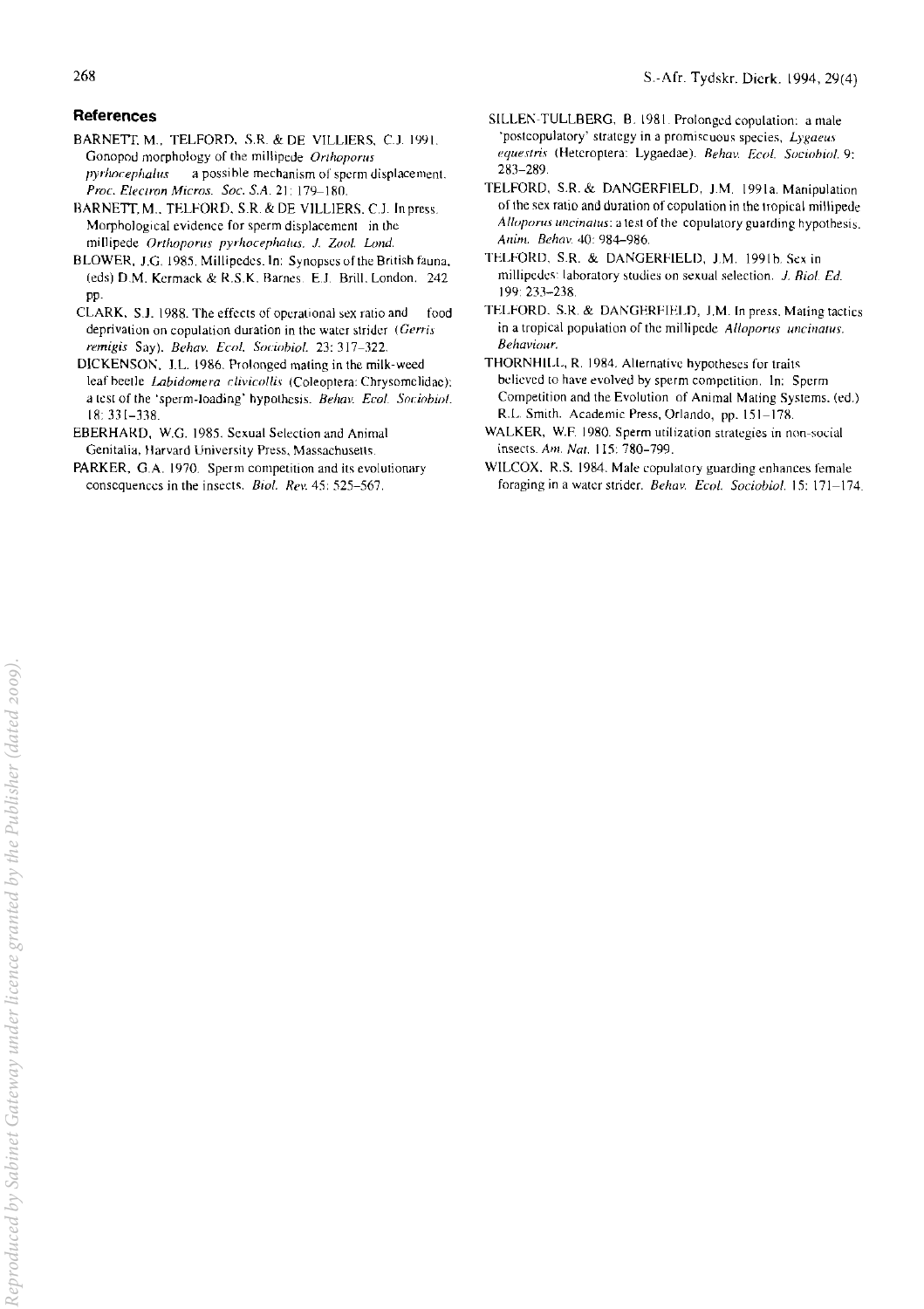## References

BARNETT, M., TELFORD, S.R. & DE VILLIERS, C.J. 1991. Gonopod morphology of the millipede *Orthoporus pyrhocephalus* a possible mechanism of sperm displacement. *Proc. Electron Micros. Soc. S.A.* 21: 179–180.

BARNETT, M., TELFORD, S.R. & DE VILLIERS, C.J. In press. Morphological evidence for sperm displacement in the millipede *Orthoporus pyrhocephalus*. *J. Zool. Lond.*

BLOWER, J.G. 1985. Millipedes. In: Synopses of the British fauna, (eds) D.M. Kermack & R.S.K. Barnes. E.J. Brill. London. 242 pp.

CLARK, S.J. 1988. The effects of operational sex ratio and food deprivation on copulation duration in the water strider (*Gerris remigis* Say). *Behav. Ecol. Sociobiol.* 23: 317–322.

DICKENSON, J.L. 1986. Prolonged mating in the milk-weed leaf beetle *Labidomera clivicollis* (Coleoptera: Chrysomelidae): a test of the 'sperm-loading' hypothesis. *Behav. Ecol. Sociobiol.* 18: 331–338.

EBERHARD, W.G. 1985. Sexual Selection and Animal Genitalia. Harvard University Press, Massachusetts.

PARKER, G.A. 1970. Sperm competition and its evolutionary consequences in the insects. *Biol. Rev.* 45: 525–567.

SILLEN-TULLBERG, B. 1981. Prolonged copulation: a male 'postcopulatory' strategy in a promiscuous species, *Lygaeus equestris* (Heteroptera: Lygaedae). *Behav. Ecol. Sociobiol.* 9: 283–289.

TELFORD, S.R. & DANGERFIELD, J.M. 1991a. Manipulation of the sex ratio and duration of copulation in the tropical millipede *Alloporus uncinatus*: a test of the copulatory guarding hypothesis. *Anim. Behav.* 40: 984–986.

TELFORD, S.R. & DANGERFIELD, J.M. 1991b. Sex in millipedes: laboratory studies on sexual selection. *J. Biol. Ed.* 199: 233–238.

TELFORD, S.R. & DANGERFIELD, J.M. In press. Mating tactics in a tropical population of the millipede *Alloporus uncinatus*. *Behaviour.*

THORNHILL, R. 1984. Alternative hypotheses for traits believed to have evolved by sperm competition. In: Sperm Competition and the Evolution of Animal Mating Systems, (ed.) R.L. Smith. Academic Press, Orlando, pp. 151–178.

WALKER, W.F. 1980. Sperm utilization strategies in non-social insects. *Am. Nat.* 115: 780–799.

WILCOX, R.S. 1984. Male copulatory guarding enhances female foraging in a water strider. *Behav. Ecol. Sociobiol.* 15: 171–174.